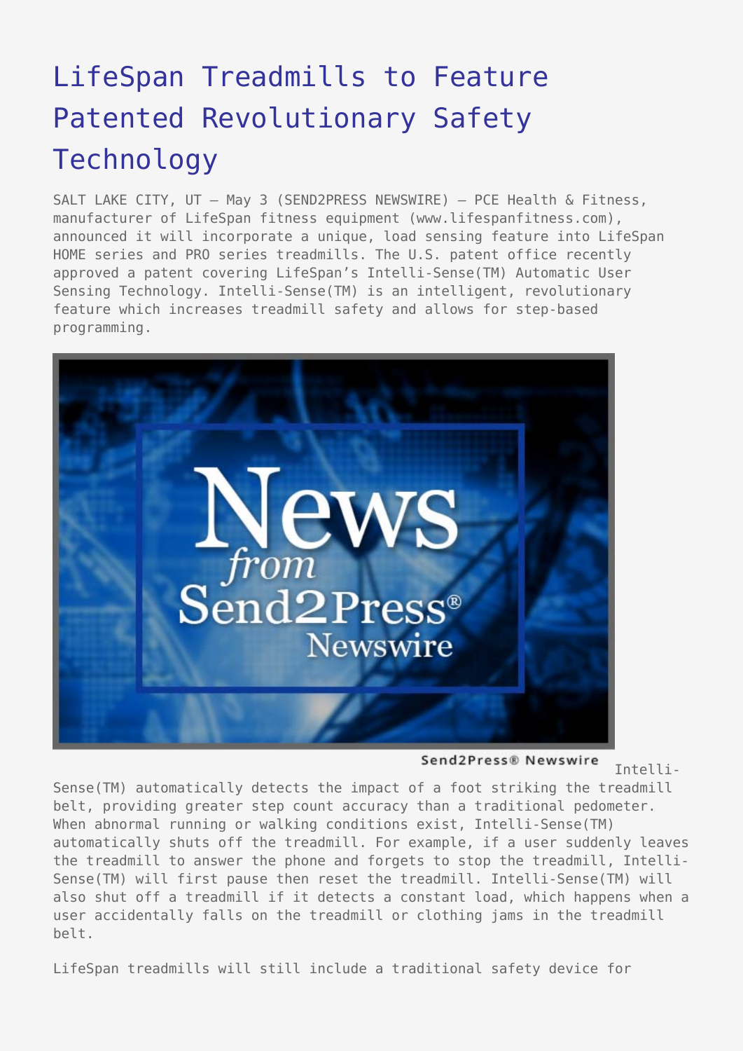# LifeSpan Treadmills to Feature Patented Revolutionary Safety Technology

SALT LAKE CITY, UT – May 3 (SEND2PRESS NEWSWIRE) — PCE Health & Fitness, manufacturer of LifeSpan fitness equipment (www.lifespanfitness.com), announced it will incorporate a unique, load sensing feature into LifeSpan HOME series and PRO series treadmills. The U.S. patent office recently approved a patent covering LifeSpan's Intelli-Sense(TM) Automatic User Sensing Technology. Intelli-Sense(TM) is an intelligent, revolutionary feature which increases treadmill safety and allows for step-based programming.

Send2Press® Newswire

Intelli-Sense(TM) automatically detects the impact of a foot striking the treadmill belt, providing greater step count accuracy than a traditional pedometer. When abnormal running or walking conditions exist, Intelli-Sense(TM) automatically shuts off the treadmill. For example, if a user suddenly leaves the treadmill to answer the phone and forgets to stop the treadmill, Intelli-Sense(TM) will first pause then reset the treadmill. Intelli-Sense(TM) will also shut off a treadmill if it detects a constant load, which happens when a user accidentally falls on the treadmill or clothing jams in the treadmill belt.

LifeSpan treadmills will still include a traditional safety device for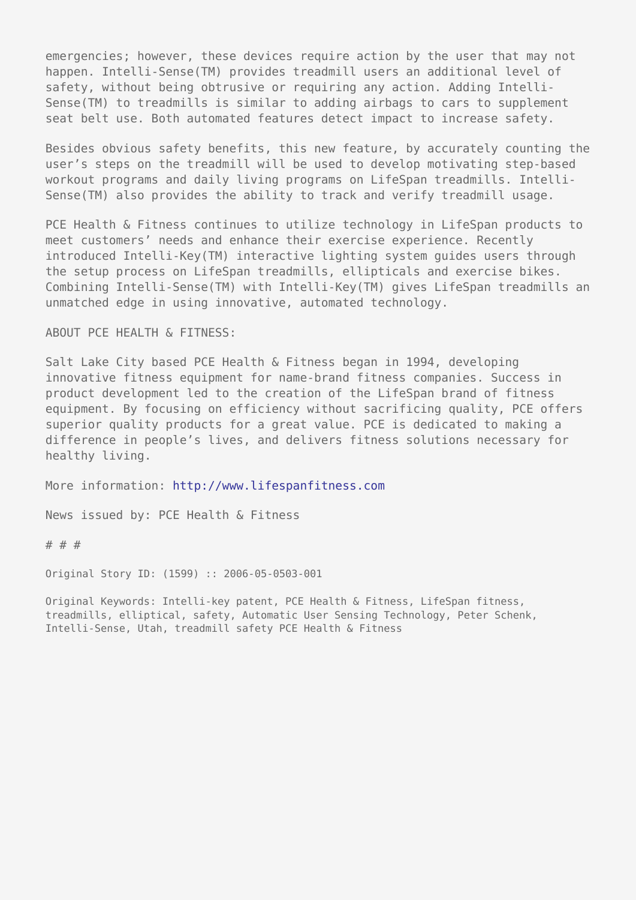emergencies; however, these devices require action by the user that may not happen. Intelli-Sense(TM) provides treadmill users an additional level of safety, without being obtrusive or requiring any action. Adding Intelli-Sense(TM) to treadmills is similar to adding airbags to cars to supplement seat belt use. Both automated features detect impact to increase safety.

Besides obvious safety benefits, this new feature, by accurately counting the user's steps on the treadmill will be used to develop motivating step-based workout programs and daily living programs on LifeSpan treadmills. Intelli-Sense(TM) also provides the ability to track and verify treadmill usage.

PCE Health & Fitness continues to utilize technology in LifeSpan products to meet customers' needs and enhance their exercise experience. Recently introduced Intelli-Key(TM) interactive lighting system guides users through the setup process on LifeSpan treadmills, ellipticals and exercise bikes. Combining Intelli-Sense(TM) with Intelli-Key(TM) gives LifeSpan treadmills an unmatched edge in using innovative, automated technology.

ABOUT PCE HEALTH & FITNESS:

Salt Lake City based PCE Health & Fitness began in 1994, developing innovative fitness equipment for name-brand fitness companies. Success in product development led to the creation of the LifeSpan brand of fitness equipment. By focusing on efficiency without sacrificing quality, PCE offers superior quality products for a great value. PCE is dedicated to making a difference in people's lives, and delivers fitness solutions necessary for healthy living.

More information: http://www.lifespanfitness.com

News issued by: PCE Health & Fitness

# # #

Original Story ID: (1599) :: 2006-05-0503-001

Original Keywords: Intelli-key patent, PCE Health & Fitness, LifeSpan fitness, treadmills, elliptical, safety, Automatic User Sensing Technology, Peter Schenk, Intelli-Sense, Utah, treadmill safety PCE Health & Fitness